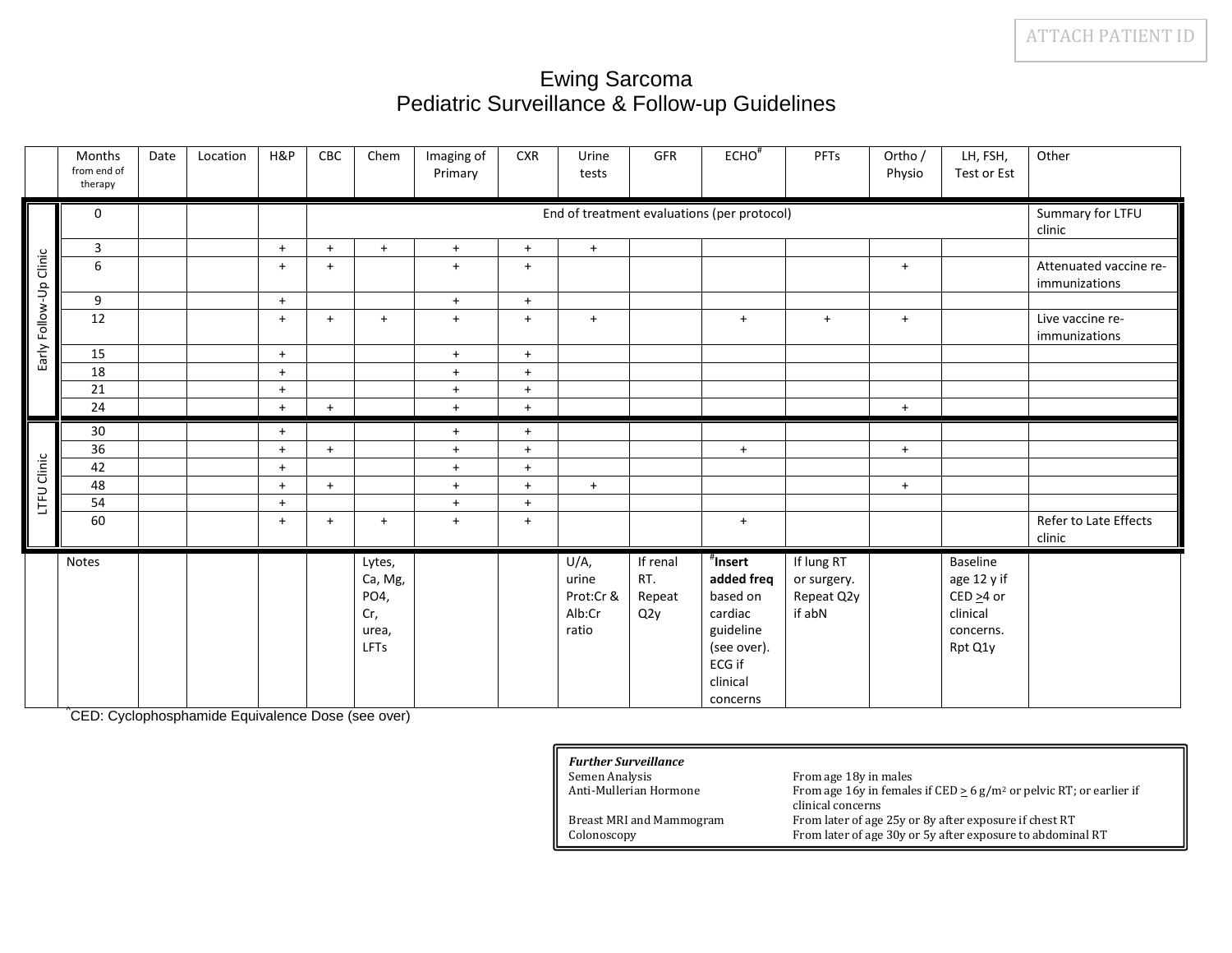ATTACH PATIENT ID

# Ewing Sarcoma
## Pediatric Surveillance & Follow-up Guidelines

| | Months from end of therapy | Date | Location | H&P | CBC | Chem | Imaging of Primary | CXR | Urine tests | GFR | ECHO[#] | PFTs | Ortho / Physio | LH, FSH, Test or Est | Other |
|---|---|---|---|---|---|---|---|---|---|---|---|---|---|---|---|
| Early Follow-Up Clinic | 0 | | | | End of treatment evaluations (per protocol) | | | | | | | | | | Summary for LTFU clinic |
| | 3 | | | + | + | + | + | + | + | | | | | | |
| | 6 | | | + | + | | + | + | | | | | + | | Attenuated vaccine re-immunizations |
| | 9 | | | + | | | + | + | | | | | | | |
| | 12 | | | + | + | + | + | + | + | | + | + | + | | Live vaccine re-immunizations |
| | 15 | | | + | | | + | + | | | | | | | |
| | 18 | | | + | | | + | + | | | | | | | |
| | 21 | | | + | | | + | + | | | | | | | |
| | 24 | | | + | + | | + | + | | | | | + | | |
| LTFU Clinic | 30 | | | + | | | + | + | | | | | | | |
| | 36 | | | + | + | | + | + | | | + | | + | | |
| | 42 | | | + | | | + | + | | | | | | | |
| | 48 | | | + | + | | + | + | + | | | | + | | |
| | 54 | | | + | | | + | + | | | | | | | |
| | 60 | | | + | + | + | + | + | | | + | | | | Refer to Late Effects clinic |
| | Notes | | | | | Lytes, Ca, Mg, PO4, Cr, urea, LFTs | | | U/A, urine Prot:Cr & Alb:Cr ratio | If renal RT. Repeat Q2y | [#]**Insert added freq** based on cardiac guideline (see over). ECG if clinical concerns | If lung RT or surgery. Repeat Q2y if abN | | Baseline age 12 y if CED ≥4 or clinical concerns. Rpt Q1y | |

[*]CED: Cyclophosphamide Equivalence Dose (see over)

| ***Further Surveillance*** | |
|---|---|
| Semen Analysis | From age 18y in males |
| Anti-Mullerian Hormone | From age 16y in females if CED ≥ 6 g/m² or pelvic RT; or earlier if clinical concerns |
| Breast MRI and Mammogram | From later of age 25y or 8y after exposure if chest RT |
| Colonoscopy | From later of age 30y or 5y after exposure to abdominal RT |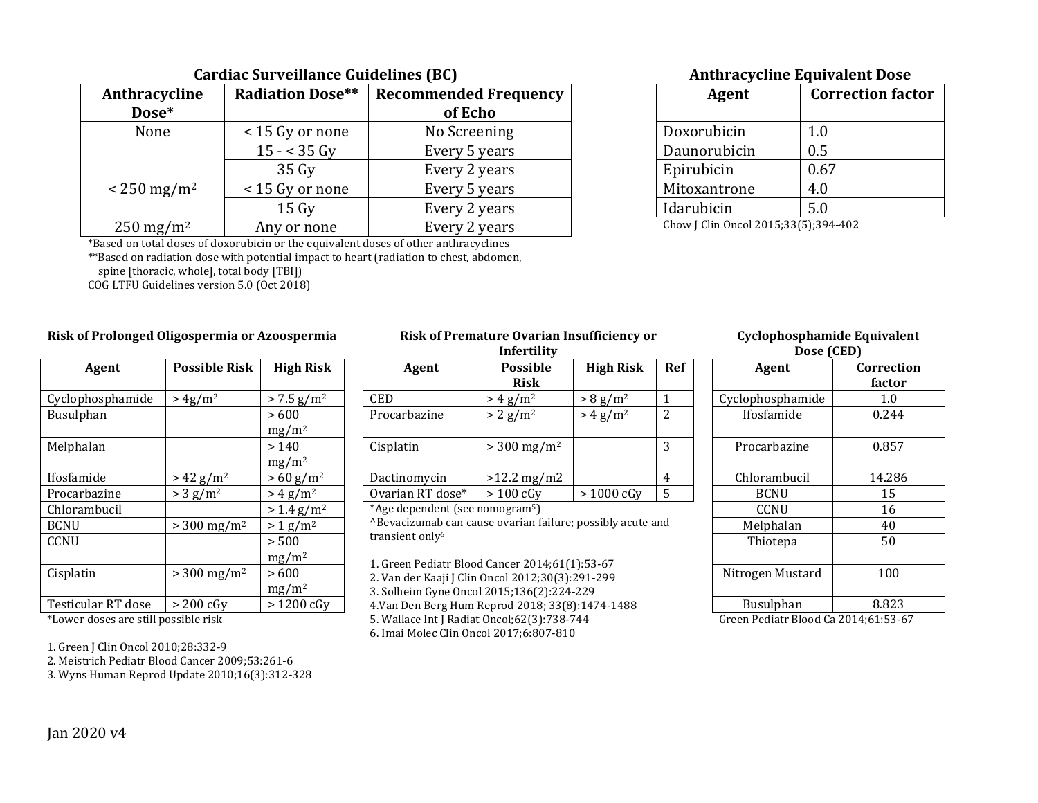### Cardiac Surveillance Guidelines (BC)

| Anthracycline Dose* | Radiation Dose** | Recommended Frequency of Echo |
|---|---|---|
| None | < 15 Gy or none | No Screening |
| | 15 - < 35 Gy | Every 5 years |
| | 35 Gy | Every 2 years |
| < 250 $mg/m^2$ | < 15 Gy or none | Every 5 years |
| | 15 Gy | Every 2 years |
| 250 $mg/m^2$ | Any or none | Every 2 years |

*Based on total doses of doxorubicin or the equivalent doses of other anthracyclines
**Based on radiation dose with potential impact to heart (radiation to chest, abdomen, spine [thoracic, whole], total body [TBI])
COG LTFU Guidelines version 5.0 (Oct 2018)

### Anthracycline Equivalent Dose

| Agent | Correction factor |
|---|---|
| Doxorubicin | 1.0 |
| Daunorubicin | 0.5 |
| Epirubicin | 0.67 |
| Mitoxantrone | 4.0 |
| Idarubicin | 5.0 |

Chow J Clin Oncol 2015;33(5);394-402

### Risk of Prolonged Oligospermia or Azoospermia

| Agent | Possible Risk | High Risk |
|---|---|---|
| Cyclophosphamide | > 4g/$m^2$ | > 7.5 g/$m^2$ |
| Busulphan | | > 600 mg/$m^2$ |
| Melphalan | | > 140 mg/$m^2$ |
| Ifosfamide | > 42 g/$m^2$ | > 60 g/$m^2$ |
| Procarbazine | > 3 g/$m^2$ | > 4 g/$m^2$ |
| Chlorambucil | | > 1.4 g/$m^2$ |
| BCNU | > 300 mg/$m^2$ | > 1 g/$m^2$ |
| CCNU | | > 500 mg/$m^2$ |
| Cisplatin | > 300 mg/$m^2$ | > 600 mg/$m^2$ |
| Testicular RT dose | > 200 cGy | > 1200 cGy |

*Lower doses are still possible risk

1. Green J Clin Oncol 2010;28:332-9
2. Meistrich Pediatr Blood Cancer 2009;53:261-6
3. Wyns Human Reprod Update 2010;16(3):312-328

### Risk of Premature Ovarian Insufficiency or Infertility

| Agent | Possible Risk | High Risk | Ref |
|---|---|---|---|
| CED | > 4 g/$m^2$ | > 8 g/$m^2$ | 1 |
| Procarbazine | > 2 g/$m^2$ | > 4 g/$m^2$ | 2 |
| Cisplatin | > 300 mg/$m^2$ | | 3 |
| Dactinomycin | >12.2 mg/m2 | | 4 |
| Ovarian RT dose* | > 100 cGy | > 1000 cGy | 5 |

*Age dependent (see nomogram[5])
^Bevacizumab can cause ovarian failure; possibly acute and transient only[6]

1. Green Pediatr Blood Cancer 2014;61(1):53-67
2. Van der Kaaji J Clin Oncol 2012;30(3):291-299
3. Solheim Gyne Oncol 2015;136(2):224-229
4. Van Den Berg Hum Reprod 2018; 33(8):1474-1488
5. Wallace Int J Radiat Oncol;62(3):738-744
6. Imai Molec Clin Oncol 2017;6:807-810

### Cyclophosphamide Equivalent Dose (CED)

| Agent | Correction factor |
|---|---|
| Cyclophosphamide | 1.0 |
| Ifosfamide | 0.244 |
| Procarbazine | 0.857 |
| Chlorambucil | 14.286 |
| BCNU | 15 |
| CCNU | 16 |
| Melphalan | 40 |
| Thiotepa | 50 |
| Nitrogen Mustard | 100 |
| Busulphan | 8.823 |

Green Pediatr Blood Ca 2014;61:53-67

Jan 2020 v4